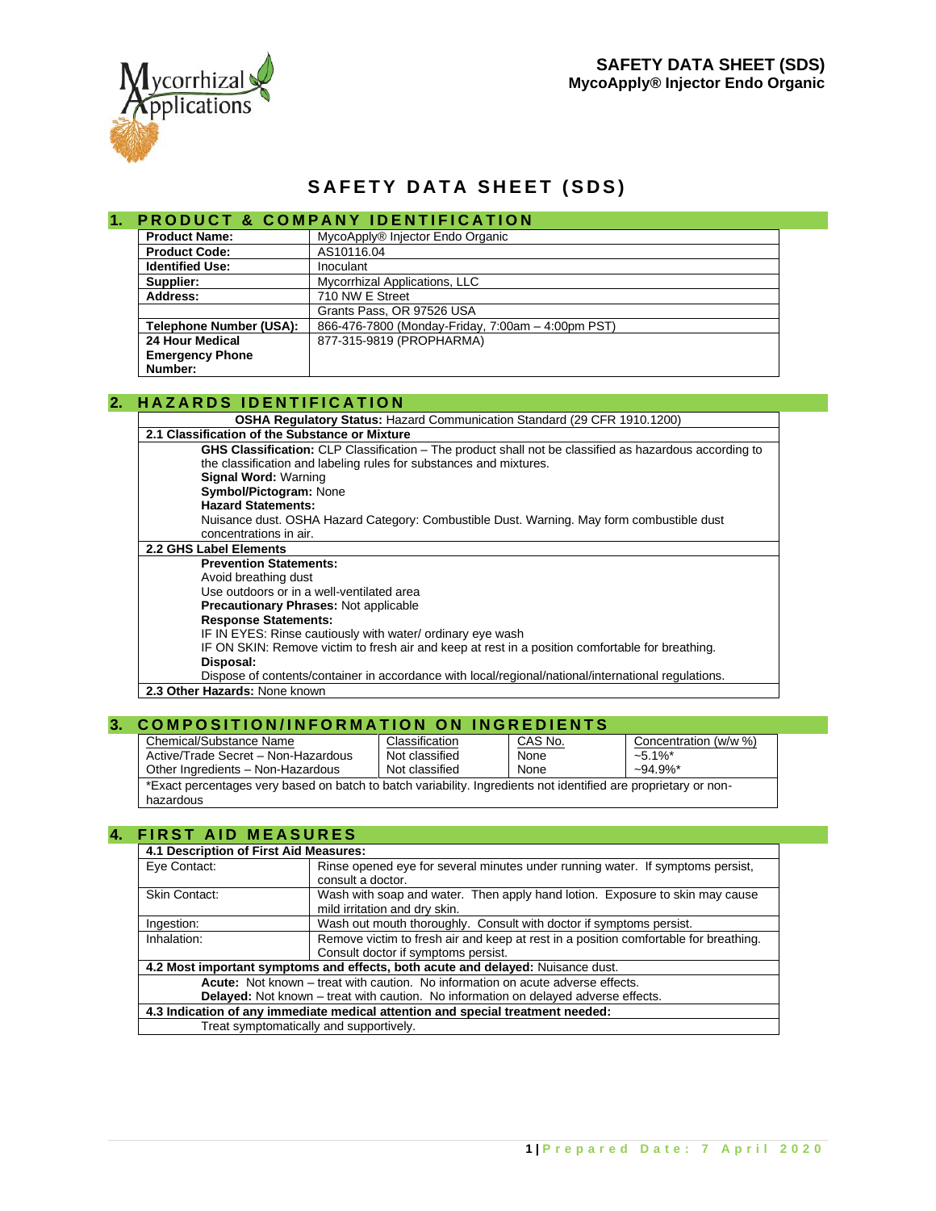**SAFETY DATA SHEET (SDS)**
**MycoApply® Injector Endo Organic**

# SAFETY DATA SHEET (SDS)

## 1. PRODUCT & COMPANY IDENTIFICATION

| | |
|---|---|
| **Product Name:** | MycoApply® Injector Endo Organic |
| **Product Code:** | AS10116.04 |
| **Identified Use:** | Inoculant |
| **Supplier:** | Mycorrhizal Applications, LLC |
| **Address:** | 710 NW E Street |
| | Grants Pass, OR 97526 USA |
| **Telephone Number (USA):** | 866-476-7800 (Monday-Friday, 7:00am – 4:00pm PST) |
| **24 Hour Medical Emergency Phone Number:** | 877-315-9819 (PROPHARMA) |

## 2. HAZARDS IDENTIFICATION

**OSHA Regulatory Status:** Hazard Communication Standard (29 CFR 1910.1200)

**2.1 Classification of the Substance or Mixture**

**GHS Classification:** CLP Classification – The product shall not be classified as hazardous according to the classification and labeling rules for substances and mixtures.
**Signal Word:** Warning
**Symbol/Pictogram:** None
**Hazard Statements:**
Nuisance dust. OSHA Hazard Category: Combustible Dust. Warning. May form combustible dust concentrations in air.

**2.2 GHS Label Elements**

**Prevention Statements:**
Avoid breathing dust
Use outdoors or in a well-ventilated area
**Precautionary Phrases:** Not applicable
**Response Statements:**
IF IN EYES: Rinse cautiously with water/ ordinary eye wash
IF ON SKIN: Remove victim to fresh air and keep at rest in a position comfortable for breathing.
**Disposal:**
Dispose of contents/container in accordance with local/regional/national/international regulations.

**2.3 Other Hazards:** None known

## 3. COMPOSITION/INFORMATION ON INGREDIENTS

| Chemical/Substance Name | Classification | CAS No. | Concentration (w/w %) |
|---|---|---|---|
| Active/Trade Secret – Non-Hazardous | Not classified | None | ~5.1%* |
| Other Ingredients – Non-Hazardous | Not classified | None | ~94.9%* |

*Exact percentages very based on batch to batch variability. Ingredients not identified are proprietary or non-hazardous

## 4. FIRST AID MEASURES

**4.1 Description of First Aid Measures:**

| | |
|---|---|
| Eye Contact: | Rinse opened eye for several minutes under running water. If symptoms persist, consult a doctor. |
| Skin Contact: | Wash with soap and water. Then apply hand lotion. Exposure to skin may cause mild irritation and dry skin. |
| Ingestion: | Wash out mouth thoroughly. Consult with doctor if symptoms persist. |
| Inhalation: | Remove victim to fresh air and keep at rest in a position comfortable for breathing. Consult doctor if symptoms persist. |

**4.2 Most important symptoms and effects, both acute and delayed:** Nuisance dust.

**Acute:** Not known – treat with caution. No information on acute adverse effects.
**Delayed:** Not known – treat with caution. No information on delayed adverse effects.

**4.3 Indication of any immediate medical attention and special treatment needed:**

Treat symptomatically and supportively.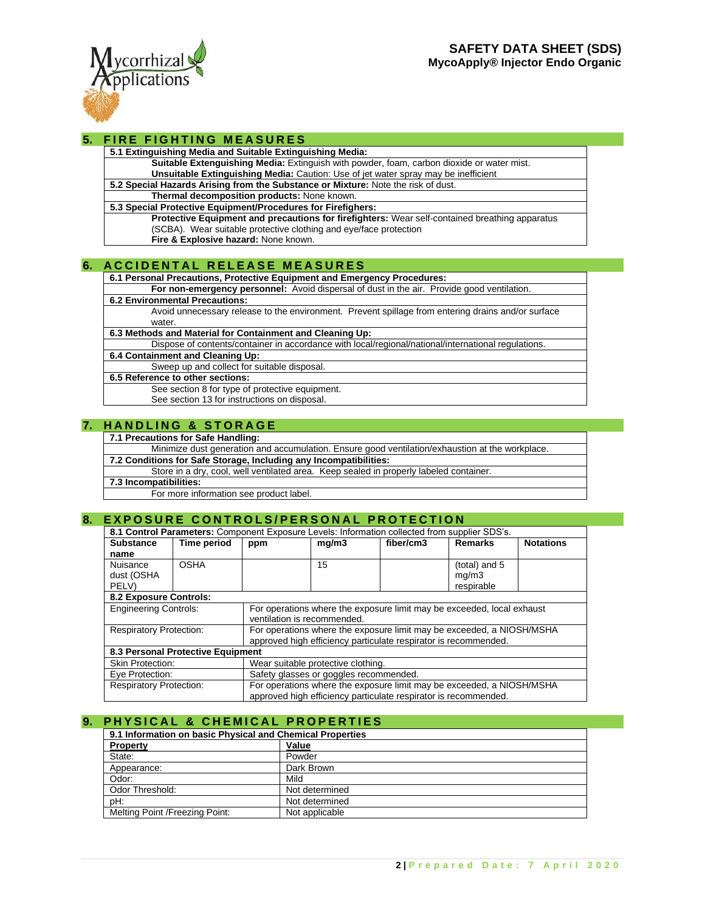## 5. FIRE FIGHTING MEASURES

**5.1 Extinguishing Media and Suitable Extinguishing Media:**

**Suitable Extenguishing Media:** Extinguish with powder, foam, carbon dioxide or water mist.
**Unsuitable Extinguishing Media:** Caution: Use of jet water spray may be inefficient

**5.2 Special Hazards Arising from the Substance or Mixture:** Note the risk of dust.

**Thermal decomposition products:** None known.

**5.3 Special Protective Equipment/Procedures for Firefighters:**

**Protective Equipment and precautions for firefighters:** Wear self-contained breathing apparatus (SCBA). Wear suitable protective clothing and eye/face protection
**Fire & Explosive hazard:** None known.

## 6. ACCIDENTAL RELEASE MEASURES

**6.1 Personal Precautions, Protective Equipment and Emergency Procedures:**

**For non-emergency personnel:** Avoid dispersal of dust in the air. Provide good ventilation.

**6.2 Environmental Precautions:**

Avoid unnecessary release to the environment. Prevent spillage from entering drains and/or surface water.

**6.3 Methods and Material for Containment and Cleaning Up:**

Dispose of contents/container in accordance with local/regional/national/international regulations.

**6.4 Containment and Cleaning Up:**

Sweep up and collect for suitable disposal.

**6.5 Reference to other sections:**

See section 8 for type of protective equipment.
See section 13 for instructions on disposal.

## 7. HANDLING & STORAGE

**7.1 Precautions for Safe Handling:**

Minimize dust generation and accumulation. Ensure good ventilation/exhaustion at the workplace.

**7.2 Conditions for Safe Storage, Including any Incompatibilities:**

Store in a dry, cool, well ventilated area. Keep sealed in properly labeled container.

**7.3 Incompatibilities:**

For more information see product label.

## 8. EXPOSURE CONTROLS/PERSONAL PROTECTION

**8.1 Control Parameters:** Component Exposure Levels: Information collected from supplier SDS's.

| Substance name | Time period | ppm | mg/m3 | fiber/cm3 | Remarks | Notations |
|---|---|---|---|---|---|---|
| Nuisance dust (OSHA PELV) | OSHA | | 15 | | (total) and 5 mg/m3 respirable | |

**8.2 Exposure Controls:**

| | |
|---|---|
| Engineering Controls: | For operations where the exposure limit may be exceeded, local exhaust ventilation is recommended. |
| Respiratory Protection: | For operations where the exposure limit may be exceeded, a NIOSH/MSHA approved high efficiency particulate respirator is recommended. |

**8.3 Personal Protective Equipment**

| | |
|---|---|
| Skin Protection: | Wear suitable protective clothing. |
| Eye Protection: | Safety glasses or goggles recommended. |
| Respiratory Protection: | For operations where the exposure limit may be exceeded, a NIOSH/MSHA approved high efficiency particulate respirator is recommended. |

## 9. PHYSICAL & CHEMICAL PROPERTIES

**9.1 Information on basic Physical and Chemical Properties**

| Property | Value |
|---|---|
| State: | Powder |
| Appearance: | Dark Brown |
| Odor: | Mild |
| Odor Threshold: | Not determined |
| pH: | Not determined |
| Melting Point /Freezing Point: | Not applicable |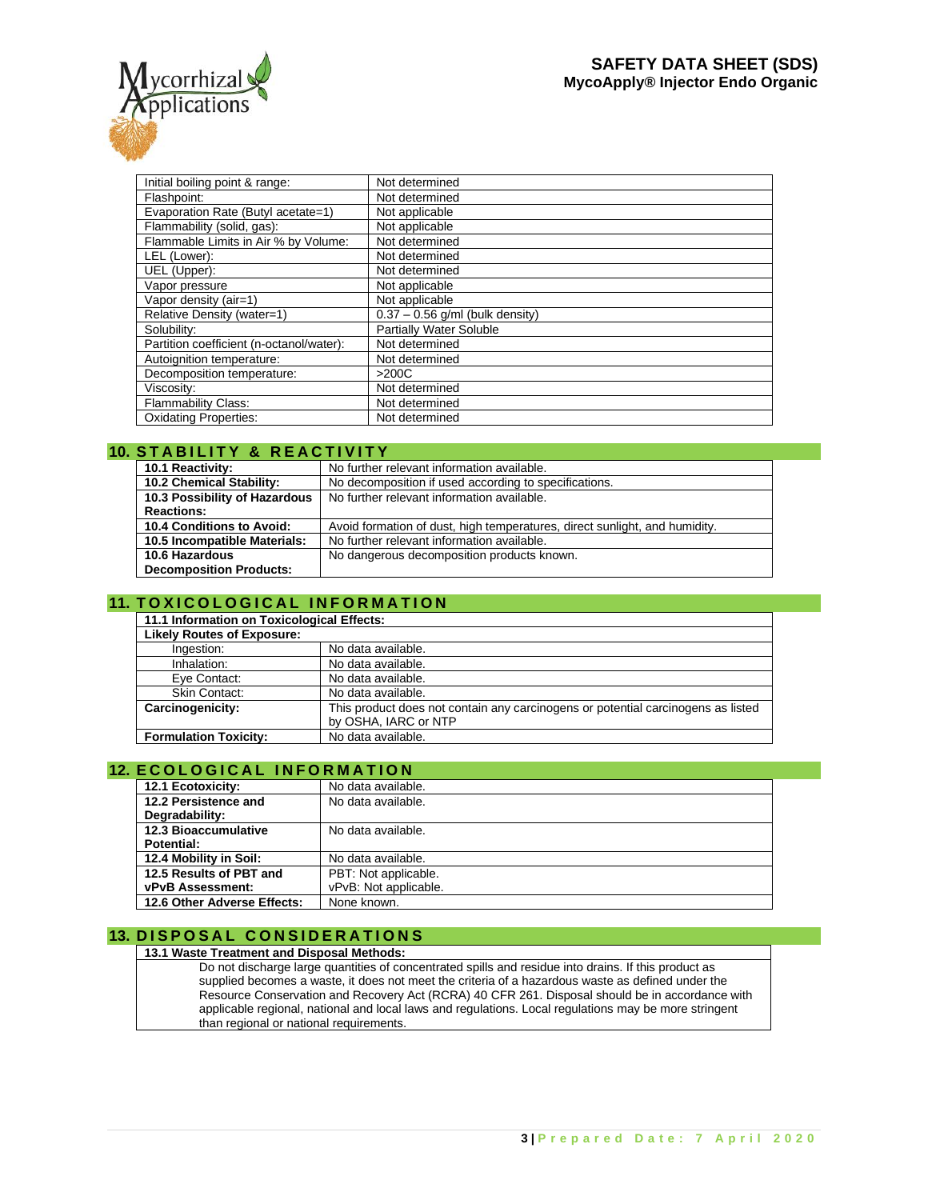| | |
|---|---|
| Initial boiling point & range: | Not determined |
| Flashpoint: | Not determined |
| Evaporation Rate (Butyl acetate=1) | Not applicable |
| Flammability (solid, gas): | Not applicable |
| Flammable Limits in Air % by Volume: | Not determined |
| LEL (Lower): | Not determined |
| UEL (Upper): | Not determined |
| Vapor pressure | Not applicable |
| Vapor density (air=1) | Not applicable |
| Relative Density (water=1) | 0.37 – 0.56 g/ml (bulk density) |
| Solubility: | Partially Water Soluble |
| Partition coefficient (n-octanol/water): | Not determined |
| Autoignition temperature: | Not determined |
| Decomposition temperature: | >200C |
| Viscosity: | Not determined |
| Flammability Class: | Not determined |
| Oxidating Properties: | Not determined |

## 10. STABILITY & REACTIVITY

| | |
|---|---|
| **10.1 Reactivity:** | No further relevant information available. |
| **10.2 Chemical Stability:** | No decomposition if used according to specifications. |
| **10.3 Possibility of Hazardous Reactions:** | No further relevant information available. |
| **10.4 Conditions to Avoid:** | Avoid formation of dust, high temperatures, direct sunlight, and humidity. |
| **10.5 Incompatible Materials:** | No further relevant information available. |
| **10.6 Hazardous Decomposition Products:** | No dangerous decomposition products known. |

## 11. TOXICOLOGICAL INFORMATION

| | |
|---|---|
| **11.1 Information on Toxicological Effects:** | |
| **Likely Routes of Exposure:** | |
| Ingestion: | No data available. |
| Inhalation: | No data available. |
| Eye Contact: | No data available. |
| Skin Contact: | No data available. |
| **Carcinogenicity:** | This product does not contain any carcinogens or potential carcinogens as listed by OSHA, IARC or NTP |
| **Formulation Toxicity:** | No data available. |

## 12. ECOLOGICAL INFORMATION

| | |
|---|---|
| **12.1 Ecotoxicity:** | No data available. |
| **12.2 Persistence and Degradability:** | No data available. |
| **12.3 Bioaccumulative Potential:** | No data available. |
| **12.4 Mobility in Soil:** | No data available. |
| **12.5 Results of PBT and vPvB Assessment:** | PBT: Not applicable.<br>vPvB: Not applicable. |
| **12.6 Other Adverse Effects:** | None known. |

## 13. DISPOSAL CONSIDERATIONS

**13.1 Waste Treatment and Disposal Methods:**

Do not discharge large quantities of concentrated spills and residue into drains. If this product as supplied becomes a waste, it does not meet the criteria of a hazardous waste as defined under the Resource Conservation and Recovery Act (RCRA) 40 CFR 261. Disposal should be in accordance with applicable regional, national and local laws and regulations. Local regulations may be more stringent than regional or national requirements.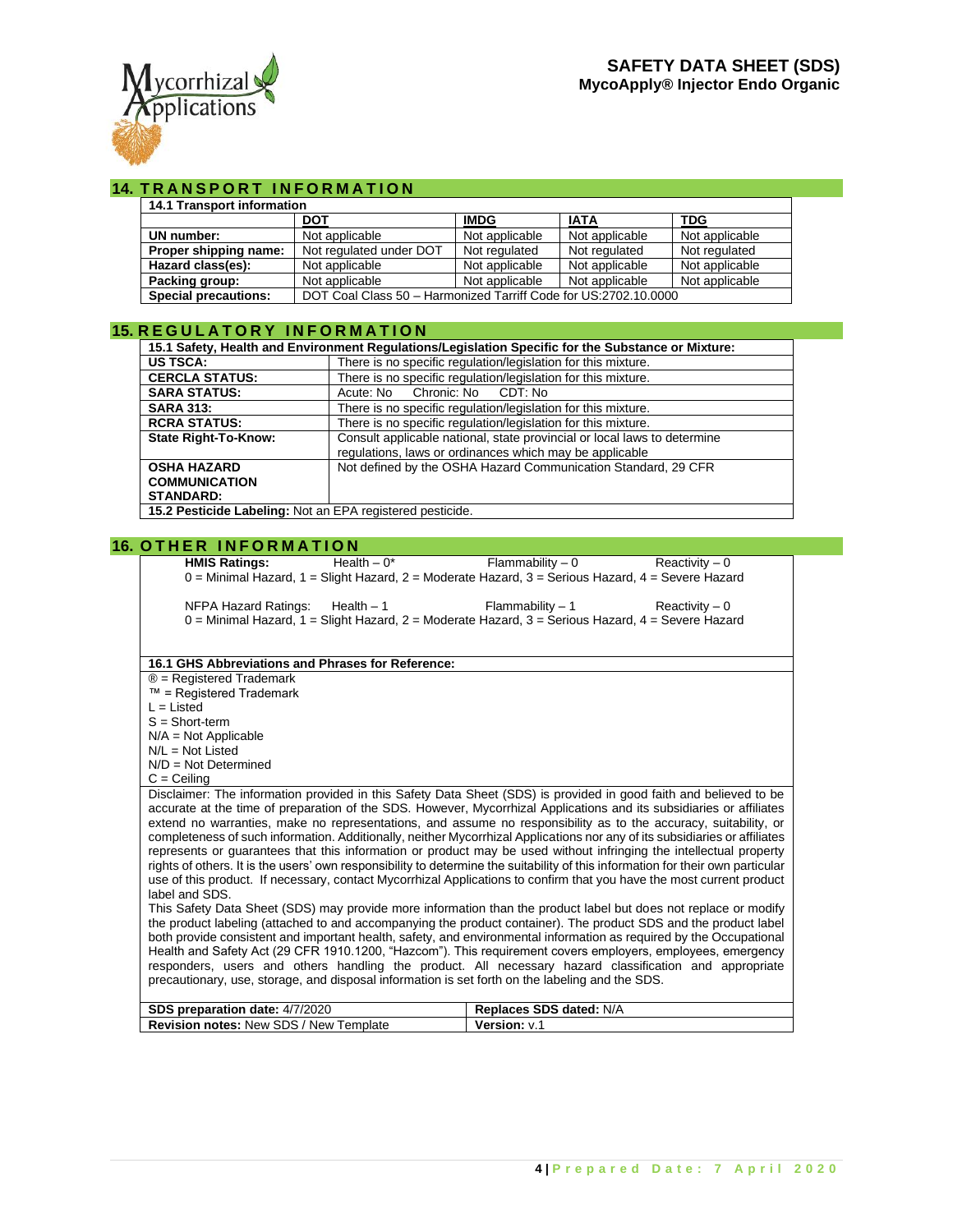## 14. TRANSPORT INFORMATION

| 14.1 Transport information | | | | |
|---|---|---|---|---|
| | DOT | IMDG | IATA | TDG |
| **UN number:** | Not applicable | Not applicable | Not applicable | Not applicable |
| **Proper shipping name:** | Not regulated under DOT | Not regulated | Not regulated | Not regulated |
| **Hazard class(es):** | Not applicable | Not applicable | Not applicable | Not applicable |
| **Packing group:** | Not applicable | Not applicable | Not applicable | Not applicable |
| **Special precautions:** | DOT Coal Class 50 – Harmonized Tarriff Code for US:2702.10.0000 | | | |

## 15. REGULATORY INFORMATION

| 15.1 Safety, Health and Environment Regulations/Legislation Specific for the Substance or Mixture: | |
|---|---|
| **US TSCA:** | There is no specific regulation/legislation for this mixture. |
| **CERCLA STATUS:** | There is no specific regulation/legislation for this mixture. |
| **SARA STATUS:** | Acute: No Chronic: No CDT: No |
| **SARA 313:** | There is no specific regulation/legislation for this mixture. |
| **RCRA STATUS:** | There is no specific regulation/legislation for this mixture. |
| **State Right-To-Know:** | Consult applicable national, state provincial or local laws to determine regulations, laws or ordinances which may be applicable |
| **OSHA HAZARD COMMUNICATION STANDARD:** | Not defined by the OSHA Hazard Communication Standard, 29 CFR |

**15.2 Pesticide Labeling:** Not an EPA registered pesticide.

## 16. OTHER INFORMATION

**HMIS Ratings:** Health – 0* Flammability – 0 Reactivity – 0

0 = Minimal Hazard, 1 = Slight Hazard, 2 = Moderate Hazard, 3 = Serious Hazard, 4 = Severe Hazard

NFPA Hazard Ratings: Health – 1 Flammability – 1 Reactivity – 0

0 = Minimal Hazard, 1 = Slight Hazard, 2 = Moderate Hazard, 3 = Serious Hazard, 4 = Severe Hazard

**16.1 GHS Abbreviations and Phrases for Reference:**

® = Registered Trademark
™ = Registered Trademark
L = Listed
S = Short-term
N/A = Not Applicable
N/L = Not Listed
N/D = Not Determined
C = Ceiling

Disclaimer: The information provided in this Safety Data Sheet (SDS) is provided in good faith and believed to be accurate at the time of preparation of the SDS. However, Mycorrhizal Applications and its subsidiaries or affiliates extend no warranties, make no representations, and assume no responsibility as to the accuracy, suitability, or completeness of such information. Additionally, neither Mycorrhizal Applications nor any of its subsidiaries or affiliates represents or guarantees that this information or product may be used without infringing the intellectual property rights of others. It is the users' own responsibility to determine the suitability of this information for their own particular use of this product. If necessary, contact Mycorrhizal Applications to confirm that you have the most current product label and SDS.

This Safety Data Sheet (SDS) may provide more information than the product label but does not replace or modify the product labeling (attached to and accompanying the product container). The product SDS and the product label both provide consistent and important health, safety, and environmental information as required by the Occupational Health and Safety Act (29 CFR 1910.1200, "Hazcom"). This requirement covers employers, employees, emergency responders, users and others handling the product. All necessary hazard classification and appropriate precautionary, use, storage, and disposal information is set forth on the labeling and the SDS.

| | |
|---|---|
| **SDS preparation date:** 4/7/2020 | **Replaces SDS dated:** N/A |
| **Revision notes:** New SDS / New Template | **Version:** v.1 |